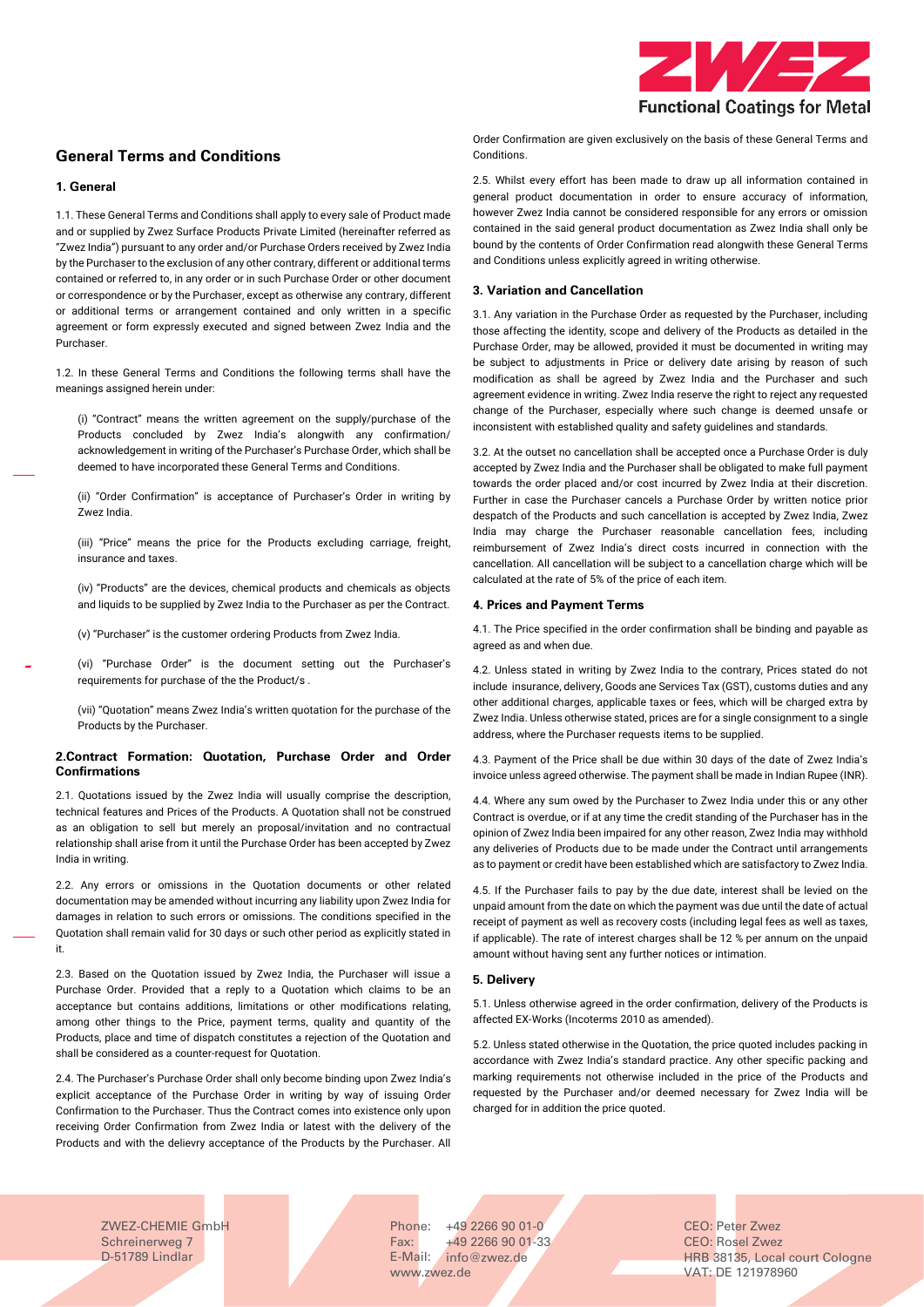## General Terms and Conditions

### 1. General

1.1. These General Terms and Conditions shall apply to every sale of Product made and or supplied by Zwez Surface Products Private Limited (hereinafter referred as "Zwez India") pursuant to any order and/or Purchase Orders received by Zwez India by the Purchaser to the exclusion of any other contrary, different or additional terms contained or referred to, in any order or in such Purchase Order or other document or correspondence or by the Purchaser, except as otherwise any contrary, different or additional terms or arrangement contained and only written in a specific agreement or form expressly executed and signed between Zwez India and the Purchaser.

1.2. In these General Terms and Conditions the following terms shall have the meanings assigned herein under:

(i) "Contract" means the written agreement on the supply/purchase of the Products concluded by Zwez India's alongwith any confirmation/ acknowledgement in writing of the Purchaser's Purchase Order, which shall be deemed to have incorporated these General Terms and Conditions.

(ii) "Order Confirmation" is acceptance of Purchaser's Order in writing by Zwez India.

(iii) "Price" means the price for the Products excluding carriage, freight, insurance and taxes.

(iv) "Products" are the devices, chemical products and chemicals as objects and liquids to be supplied by Zwez India to the Purchaser as per the Contract.

(v) "Purchaser" is the customer ordering Products from Zwez India.

(vi) "Purchase Order" is the document setting out the Purchaser's requirements for purchase of the the Product/s .

(vii) "Quotation" means Zwez India's written quotation for the purchase of the Products by the Purchaser.

### 2.Contract Formation: Quotation, Purchase Order and Order Confirmations

2.1. Quotations issued by the Zwez India will usually comprise the description, technical features and Prices of the Products. A Quotation shall not be construed as an obligation to sell but merely an proposal/invitation and no contractual relationship shall arise from it until the Purchase Order has been accepted by Zwez India in writing.

2.2. Any errors or omissions in the Quotation documents or other related documentation may be amended without incurring any liability upon Zwez India for damages in relation to such errors or omissions. The conditions specified in the Quotation shall remain valid for 30 days or such other period as explicitly stated in it.

2.3. Based on the Quotation issued by Zwez India, the Purchaser will issue a Purchase Order. Provided that a reply to a Quotation which claims to be an acceptance but contains additions, limitations or other modifications relating, among other things to the Price, payment terms, quality and quantity of the Products, place and time of dispatch constitutes a rejection of the Quotation and shall be considered as a counter-request for Quotation.

2.4. The Purchaser's Purchase Order shall only become binding upon Zwez India's explicit acceptance of the Purchase Order in writing by way of issuing Order Confirmation to the Purchaser. Thus the Contract comes into existence only upon receiving Order Confirmation from Zwez India or latest with the delivery of the Products and with the delievry acceptance of the Products by the Purchaser. All Order Confirmation are given exclusively on the basis of these General Terms and Conditions.

2.5. Whilst every effort has been made to draw up all information contained in general product documentation in order to ensure accuracy of information, however Zwez India cannot be considered responsible for any errors or omission contained in the said general product documentation as Zwez India shall only be bound by the contents of Order Confirmation read alongwith these General Terms and Conditions unless explicitly agreed in writing otherwise.

### 3. Variation and Cancellation

3.1. Any variation in the Purchase Order as requested by the Purchaser, including those affecting the identity, scope and delivery of the Products as detailed in the Purchase Order, may be allowed, provided it must be documented in writing may be subject to adjustments in Price or delivery date arising by reason of such modification as shall be agreed by Zwez India and the Purchaser and such agreement evidence in writing. Zwez India reserve the right to reject any requested change of the Purchaser, especially where such change is deemed unsafe or inconsistent with established quality and safety guidelines and standards.

3.2. At the outset no cancellation shall be accepted once a Purchase Order is duly accepted by Zwez India and the Purchaser shall be obligated to make full payment towards the order placed and/or cost incurred by Zwez India at their discretion. Further in case the Purchaser cancels a Purchase Order by written notice prior despatch of the Products and such cancellation is accepted by Zwez India, Zwez India may charge the Purchaser reasonable cancellation fees, including reimbursement of Zwez India's direct costs incurred in connection with the cancellation. All cancellation will be subject to a cancellation charge which will be calculated at the rate of 5% of the price of each item.

### 4. Prices and Payment Terms

4.1. The Price specified in the order confirmation shall be binding and payable as agreed as and when due.

4.2. Unless stated in writing by Zwez India to the contrary, Prices stated do not include insurance, delivery, Goods ane Services Tax (GST), customs duties and any other additional charges, applicable taxes or fees, which will be charged extra by Zwez India. Unless otherwise stated, prices are for a single consignment to a single address, where the Purchaser requests items to be supplied.

4.3. Payment of the Price shall be due within 30 days of the date of Zwez India's invoice unless agreed otherwise. The payment shall be made in Indian Rupee (INR).

4.4. Where any sum owed by the Purchaser to Zwez India under this or any other Contract is overdue, or if at any time the credit standing of the Purchaser has in the opinion of Zwez India been impaired for any other reason, Zwez India may withhold any deliveries of Products due to be made under the Contract until arrangements as to payment or credit have been established which are satisfactory to Zwez India.

4.5. If the Purchaser fails to pay by the due date, interest shall be levied on the unpaid amount from the date on which the payment was due until the date of actual receipt of payment as well as recovery costs (including legal fees as well as taxes, if applicable). The rate of interest charges shall be 12 % per annum on the unpaid amount without having sent any further notices or intimation.

### 5. Delivery

5.1. Unless otherwise agreed in the order confirmation, delivery of the Products is affected EX-Works (Incoterms 2010 as amended).

5.2. Unless stated otherwise in the Quotation, the price quoted includes packing in accordance with Zwez India's standard practice. Any other specific packing and marking requirements not otherwise included in the price of the Products and requested by the Purchaser and/or deemed necessary for Zwez India will be charged for in addition the price quoted.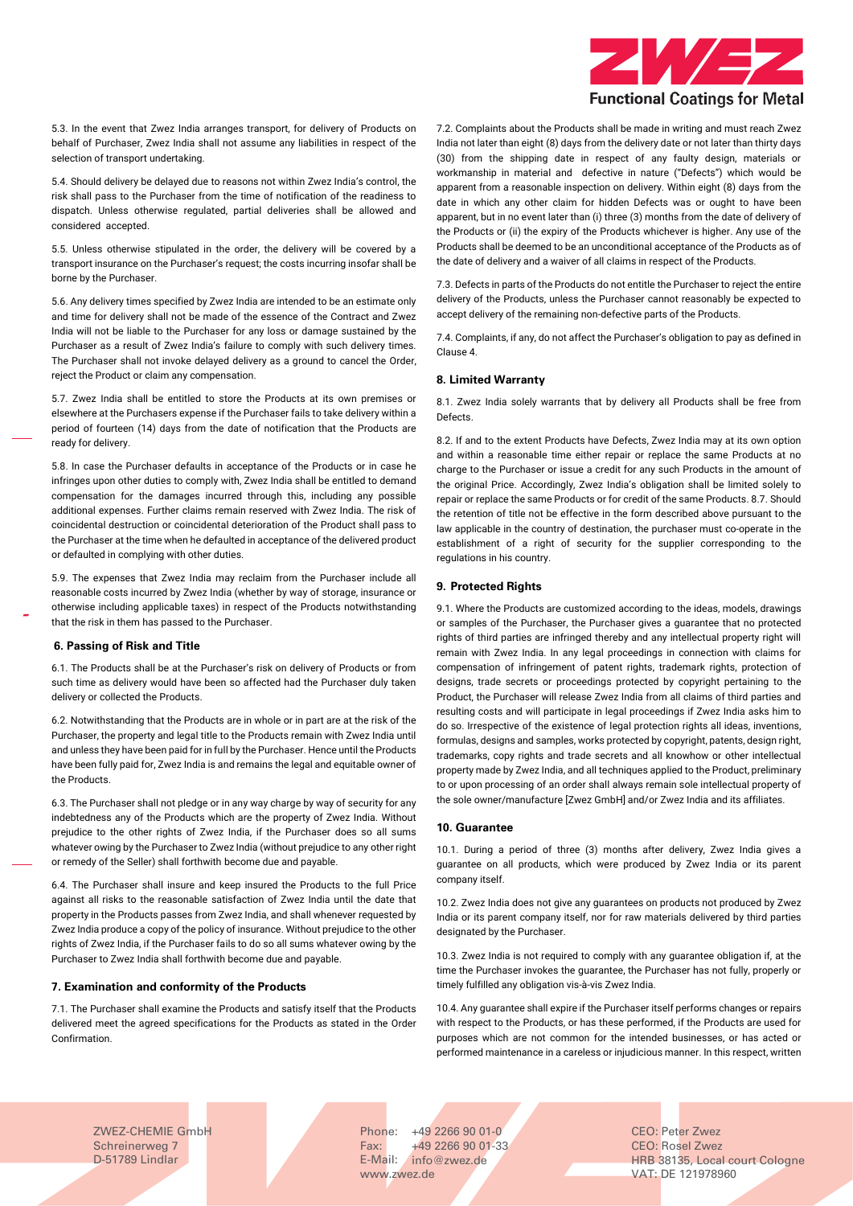5.3. In the event that Zwez India arranges transport, for delivery of Products on behalf of Purchaser, Zwez India shall not assume any liabilities in respect of the selection of transport undertaking.

5.4. Should delivery be delayed due to reasons not within Zwez India's control, the risk shall pass to the Purchaser from the time of notification of the readiness to dispatch. Unless otherwise regulated, partial deliveries shall be allowed and considered accepted.

5.5. Unless otherwise stipulated in the order, the delivery will be covered by a transport insurance on the Purchaser's request; the costs incurring insofar shall be borne by the Purchaser.

5.6. Any delivery times specified by Zwez India are intended to be an estimate only and time for delivery shall not be made of the essence of the Contract and Zwez India will not be liable to the Purchaser for any loss or damage sustained by the Purchaser as a result of Zwez India's failure to comply with such delivery times. The Purchaser shall not invoke delayed delivery as a ground to cancel the Order, reject the Product or claim any compensation.

5.7. Zwez India shall be entitled to store the Products at its own premises or elsewhere at the Purchasers expense if the Purchaser fails to take delivery within a period of fourteen (14) days from the date of notification that the Products are ready for delivery.

5.8. In case the Purchaser defaults in acceptance of the Products or in case he infringes upon other duties to comply with, Zwez India shall be entitled to demand compensation for the damages incurred through this, including any possible additional expenses. Further claims remain reserved with Zwez India. The risk of coincidental destruction or coincidental deterioration of the Product shall pass to the Purchaser at the time when he defaulted in acceptance of the delivered product or defaulted in complying with other duties.

5.9. The expenses that Zwez India may reclaim from the Purchaser include all reasonable costs incurred by Zwez India (whether by way of storage, insurance or otherwise including applicable taxes) in respect of the Products notwithstanding that the risk in them has passed to the Purchaser.

### 6. Passing of Risk and Title

6.1. The Products shall be at the Purchaser's risk on delivery of Products or from such time as delivery would have been so affected had the Purchaser duly taken delivery or collected the Products.

6.2. Notwithstanding that the Products are in whole or in part are at the risk of the Purchaser, the property and legal title to the Products remain with Zwez India until and unless they have been paid for in full by the Purchaser. Hence until the Products have been fully paid for, Zwez India is and remains the legal and equitable owner of the Products.

6.3. The Purchaser shall not pledge or in any way charge by way of security for any indebtedness any of the Products which are the property of Zwez India. Without prejudice to the other rights of Zwez India, if the Purchaser does so all sums whatever owing by the Purchaser to Zwez India (without prejudice to any other right or remedy of the Seller) shall forthwith become due and payable.

6.4. The Purchaser shall insure and keep insured the Products to the full Price against all risks to the reasonable satisfaction of Zwez India until the date that property in the Products passes from Zwez India, and shall whenever requested by Zwez India produce a copy of the policy of insurance. Without prejudice to the other rights of Zwez India, if the Purchaser fails to do so all sums whatever owing by the Purchaser to Zwez India shall forthwith become due and payable.

### 7. Examination and conformity of the Products

7.1. The Purchaser shall examine the Products and satisfy itself that the Products delivered meet the agreed specifications for the Products as stated in the Order Confirmation.

7.2. Complaints about the Products shall be made in writing and must reach Zwez India not later than eight (8) days from the delivery date or not later than thirty days (30) from the shipping date in respect of any faulty design, materials or workmanship in material and defective in nature ("Defects") which would be apparent from a reasonable inspection on delivery. Within eight (8) days from the date in which any other claim for hidden Defects was or ought to have been apparent, but in no event later than (i) three (3) months from the date of delivery of the Products or (ii) the expiry of the Products whichever is higher. Any use of the Products shall be deemed to be an unconditional acceptance of the Products as of the date of delivery and a waiver of all claims in respect of the Products.

7.3. Defects in parts of the Products do not entitle the Purchaser to reject the entire delivery of the Products, unless the Purchaser cannot reasonably be expected to accept delivery of the remaining non-defective parts of the Products.

7.4. Complaints, if any, do not affect the Purchaser's obligation to pay as defined in Clause 4.

### 8. Limited Warranty

8.1. Zwez India solely warrants that by delivery all Products shall be free from Defects.

8.2. If and to the extent Products have Defects, Zwez India may at its own option and within a reasonable time either repair or replace the same Products at no charge to the Purchaser or issue a credit for any such Products in the amount of the original Price. Accordingly, Zwez India's obligation shall be limited solely to repair or replace the same Products or for credit of the same Products. 8.7. Should the retention of title not be effective in the form described above pursuant to the law applicable in the country of destination, the purchaser must co-operate in the establishment of a right of security for the supplier corresponding to the regulations in his country.

### 9. Protected Rights

9.1. Where the Products are customized according to the ideas, models, drawings or samples of the Purchaser, the Purchaser gives a guarantee that no protected rights of third parties are infringed thereby and any intellectual property right will remain with Zwez India. In any legal proceedings in connection with claims for compensation of infringement of patent rights, trademark rights, protection of designs, trade secrets or proceedings protected by copyright pertaining to the Product, the Purchaser will release Zwez India from all claims of third parties and resulting costs and will participate in legal proceedings if Zwez India asks him to do so. Irrespective of the existence of legal protection rights all ideas, inventions, formulas, designs and samples, works protected by copyright, patents, design right, trademarks, copy rights and trade secrets and all knowhow or other intellectual property made by Zwez India, and all techniques applied to the Product, preliminary to or upon processing of an order shall always remain sole intellectual property of the sole owner/manufacture [Zwez GmbH] and/or Zwez India and its affiliates.

### 10. Guarantee

10.1. During a period of three (3) months after delivery, Zwez India gives a guarantee on all products, which were produced by Zwez India or its parent company itself.

10.2. Zwez India does not give any guarantees on products not produced by Zwez India or its parent company itself, nor for raw materials delivered by third parties designated by the Purchaser.

10.3. Zwez India is not required to comply with any guarantee obligation if, at the time the Purchaser invokes the guarantee, the Purchaser has not fully, properly or timely fulfilled any obligation vis-à-vis Zwez India.

10.4. Any guarantee shall expire if the Purchaser itself performs changes or repairs with respect to the Products, or has these performed, if the Products are used for purposes which are not common for the intended businesses, or has acted or performed maintenance in a careless or injudicious manner. In this respect, written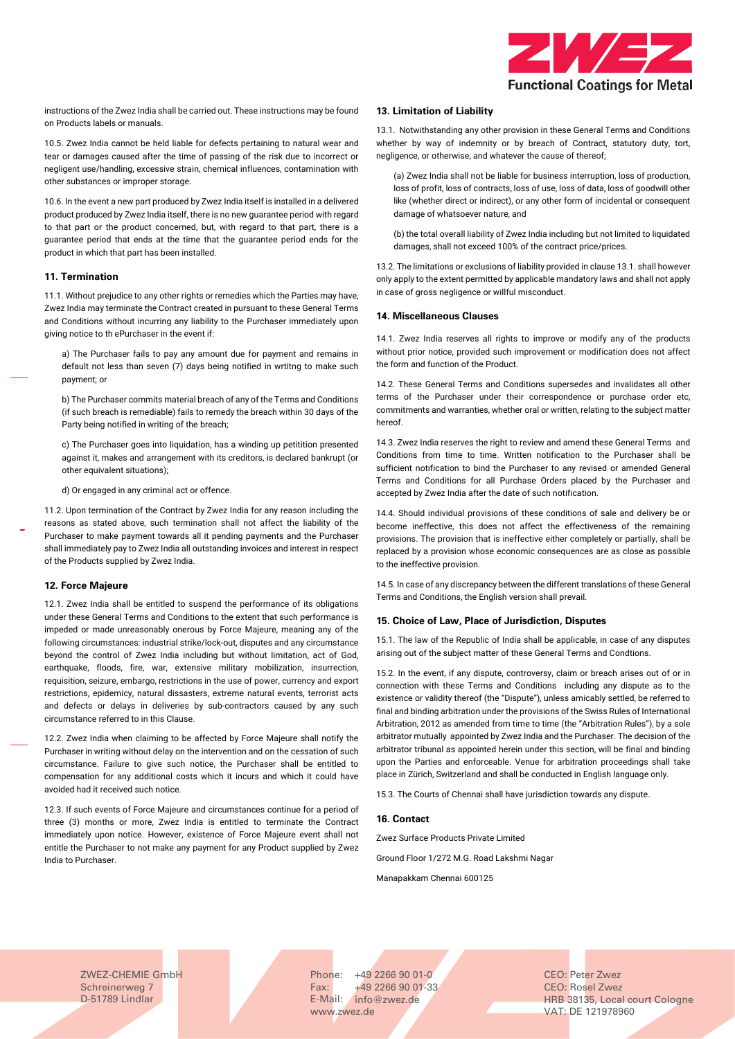instructions of the Zwez India shall be carried out. These instructions may be found on Products labels or manuals.

10.5. Zwez India cannot be held liable for defects pertaining to natural wear and tear or damages caused after the time of passing of the risk due to incorrect or negligent use/handling, excessive strain, chemical influences, contamination with other substances or improper storage.

10.6. In the event a new part produced by Zwez India itself is installed in a delivered product produced by Zwez India itself, there is no new guarantee period with regard to that part or the product concerned, but, with regard to that part, there is a guarantee period that ends at the time that the guarantee period ends for the product in which that part has been installed.

### 11. Termination

11.1. Without prejudice to any other rights or remedies which the Parties may have, Zwez India may terminate the Contract created in pursuant to these General Terms and Conditions without incurring any liability to the Purchaser immediately upon giving notice to th ePurchaser in the event if:

a) The Purchaser fails to pay any amount due for payment and remains in default not less than seven (7) days being notified in wrtitng to make such payment; or

b) The Purchaser commits material breach of any of the Terms and Conditions (if such breach is remediable) fails to remedy the breach within 30 days of the Party being notified in writing of the breach;

c) The Purchaser goes into liquidation, has a winding up petitition presented against it, makes and arrangement with its creditors, is declared bankrupt (or other equivalent situations);

d) Or engaged in any criminal act or offence.

11.2. Upon termination of the Contract by Zwez India for any reason including the reasons as stated above, such termination shall not affect the liability of the Purchaser to make payment towards all it pending payments and the Purchaser shall immediately pay to Zwez India all outstanding invoices and interest in respect of the Products supplied by Zwez India.

### 12. Force Majeure

12.1. Zwez India shall be entitled to suspend the performance of its obligations under these General Terms and Conditions to the extent that such performance is impeded or made unreasonably onerous by Force Majeure, meaning any of the following circumstances: industrial strike/lock-out, disputes and any circumstance beyond the control of Zwez India including but without limitation, act of God, earthquake, floods, fire, war, extensive military mobilization, insurrection, requisition, seizure, embargo, restrictions in the use of power, currency and export restrictions, epidemicy, natural dissasters, extreme natural events, terrorist acts and defects or delays in deliveries by sub-contractors caused by any such circumstance referred to in this Clause.

12.2. Zwez India when claiming to be affected by Force Majeure shall notify the Purchaser in writing without delay on the intervention and on the cessation of such circumstance. Failure to give such notice, the Purchaser shall be entitled to compensation for any additional costs which it incurs and which it could have avoided had it received such notice.

12.3. If such events of Force Majeure and circumstances continue for a period of three (3) months or more, Zwez India is entitled to terminate the Contract immediately upon notice. However, existence of Force Majeure event shall not entitle the Purchaser to not make any payment for any Product supplied by Zwez India to Purchaser.

### 13. Limitation of Liability

13.1. Notwithstanding any other provision in these General Terms and Conditions whether by way of indemnity or by breach of Contract, statutory duty, tort, negligence, or otherwise, and whatever the cause of thereof;

(a) Zwez India shall not be liable for business interruption, loss of production, loss of profit, loss of contracts, loss of use, loss of data, loss of goodwill other like (whether direct or indirect), or any other form of incidental or consequent damage of whatsoever nature, and

(b) the total overall liability of Zwez India including but not limited to liquidated damages, shall not exceed 100% of the contract price/prices.

13.2. The limitations or exclusions of liability provided in clause 13.1. shall however only apply to the extent permitted by applicable mandatory laws and shall not apply in case of gross negligence or willful misconduct.

### 14. Miscellaneous Clauses

14.1. Zwez India reserves all rights to improve or modify any of the products without prior notice, provided such improvement or modification does not affect the form and function of the Product.

14.2. These General Terms and Conditions supersedes and invalidates all other terms of the Purchaser under their correspondence or purchase order etc, commitments and warranties, whether oral or written, relating to the subject matter hereof.

14.3. Zwez India reserves the right to review and amend these General Terms and Conditions from time to time. Written notification to the Purchaser shall be sufficient notification to bind the Purchaser to any revised or amended General Terms and Conditions for all Purchase Orders placed by the Purchaser and accepted by Zwez India after the date of such notification.

14.4. Should individual provisions of these conditions of sale and delivery be or become ineffective, this does not affect the effectiveness of the remaining provisions. The provision that is ineffective either completely or partially, shall be replaced by a provision whose economic consequences are as close as possible to the ineffective provision.

14.5. In case of any discrepancy between the different translations of these General Terms and Conditions, the English version shall prevail.

### 15. Choice of Law, Place of Jurisdiction, Disputes

15.1. The law of the Republic of India shall be applicable, in case of any disputes arising out of the subject matter of these General Terms and Condtions.

15.2. In the event, if any dispute, controversy, claim or breach arises out of or in connection with these Terms and Conditions including any dispute as to the existence or validity thereof (the "Dispute"), unless amicably settled, be referred to final and binding arbitration under the provisions of the Swiss Rules of International Arbitration, 2012 as amended from time to time (the "Arbitration Rules"), by a sole arbitrator mutually appointed by Zwez India and the Purchaser. The decision of the arbitrator tribunal as appointed herein under this section, will be final and binding upon the Parties and enforceable. Venue for arbitration proceedings shall take place in Zürich, Switzerland and shall be conducted in English language only.

15.3. The Courts of Chennai shall have jurisdiction towards any dispute.

### 16. Contact

Zwez Surface Products Private Limited

Ground Floor 1/272 M.G. Road Lakshmi Nagar

Manapakkam Chennai 600125